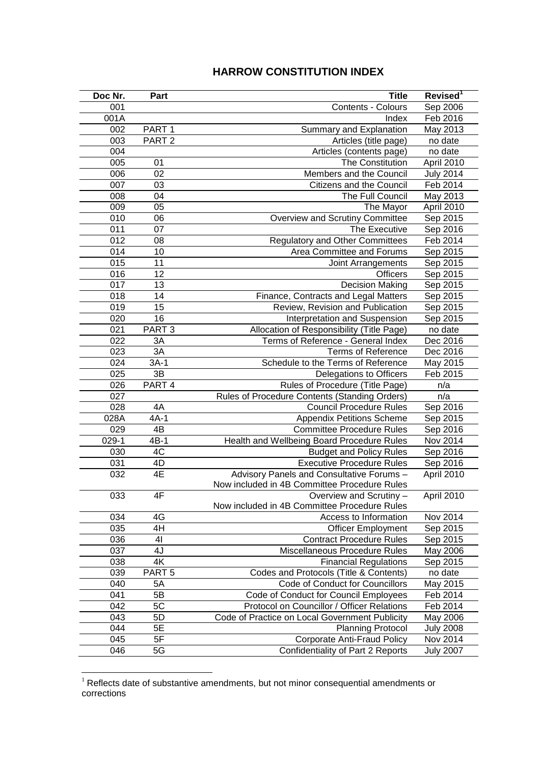# HARROW CONSTITUTION INDEX

| Doc Nr. | Part | Title | Revised[1] |
|---|---|---|---|
| 001 | | Contents - Colours | Sep 2006 |
| 001A | | Index | Feb 2016 |
| 002 | PART 1 | Summary and Explanation | May 2013 |
| 003 | PART 2 | Articles (title page) | no date |
| 004 | | Articles (contents page) | no date |
| 005 | 01 | The Constitution | April 2010 |
| 006 | 02 | Members and the Council | July 2014 |
| 007 | 03 | Citizens and the Council | Feb 2014 |
| 008 | 04 | The Full Council | May 2013 |
| 009 | 05 | The Mayor | April 2010 |
| 010 | 06 | Overview and Scrutiny Committee | Sep 2015 |
| 011 | 07 | The Executive | Sep 2016 |
| 012 | 08 | Regulatory and Other Committees | Feb 2014 |
| 014 | 10 | Area Committee and Forums | Sep 2015 |
| 015 | 11 | Joint Arrangements | Sep 2015 |
| 016 | 12 | Officers | Sep 2015 |
| 017 | 13 | Decision Making | Sep 2015 |
| 018 | 14 | Finance, Contracts and Legal Matters | Sep 2015 |
| 019 | 15 | Review, Revision and Publication | Sep 2015 |
| 020 | 16 | Interpretation and Suspension | Sep 2015 |
| 021 | PART 3 | Allocation of Responsibility (Title Page) | no date |
| 022 | 3A | Terms of Reference - General Index | Dec 2016 |
| 023 | 3A | Terms of Reference | Dec 2016 |
| 024 | 3A-1 | Schedule to the Terms of Reference | May 2015 |
| 025 | 3B | Delegations to Officers | Feb 2015 |
| 026 | PART 4 | Rules of Procedure (Title Page) | n/a |
| 027 | | Rules of Procedure Contents (Standing Orders) | n/a |
| 028 | 4A | Council Procedure Rules | Sep 2016 |
| 028A | 4A-1 | Appendix Petitions Scheme | Sep 2015 |
| 029 | 4B | Committee Procedure Rules | Sep 2016 |
| 029-1 | 4B-1 | Health and Wellbeing Board Procedure Rules | Nov 2014 |
| 030 | 4C | Budget and Policy Rules | Sep 2016 |
| 031 | 4D | Executive Procedure Rules | Sep 2016 |
| 032 | 4E | Advisory Panels and Consultative Forums – Now included in 4B Committee Procedure Rules | April 2010 |
| 033 | 4F | Overview and Scrutiny – Now included in 4B Committee Procedure Rules | April 2010 |
| 034 | 4G | Access to Information | Nov 2014 |
| 035 | 4H | Officer Employment | Sep 2015 |
| 036 | 4I | Contract Procedure Rules | Sep 2015 |
| 037 | 4J | Miscellaneous Procedure Rules | May 2006 |
| 038 | 4K | Financial Regulations | Sep 2015 |
| 039 | PART 5 | Codes and Protocols (Title & Contents) | no date |
| 040 | 5A | Code of Conduct for Councillors | May 2015 |
| 041 | 5B | Code of Conduct for Council Employees | Feb 2014 |
| 042 | 5C | Protocol on Councillor / Officer Relations | Feb 2014 |
| 043 | 5D | Code of Practice on Local Government Publicity | May 2006 |
| 044 | 5E | Planning Protocol | July 2008 |
| 045 | 5F | Corporate Anti-Fraud Policy | Nov 2014 |
| 046 | 5G | Confidentiality of Part 2 Reports | July 2007 |

[1] Reflects date of substantive amendments, but not minor consequential amendments or corrections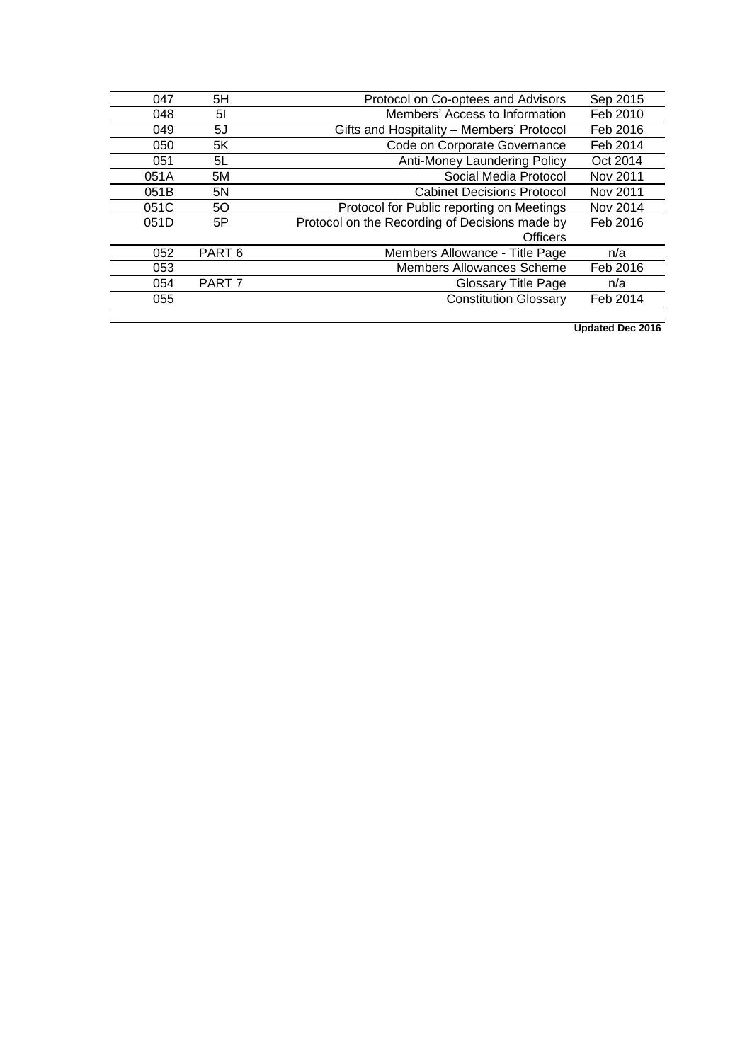| | | | |
|---|---|---|---|
| 047 | 5H | Protocol on Co-optees and Advisors | Sep 2015 |
| 048 | 5I | Members' Access to Information | Feb 2010 |
| 049 | 5J | Gifts and Hospitality – Members' Protocol | Feb 2016 |
| 050 | 5K | Code on Corporate Governance | Feb 2014 |
| 051 | 5L | Anti-Money Laundering Policy | Oct 2014 |
| 051A | 5M | Social Media Protocol | Nov 2011 |
| 051B | 5N | Cabinet Decisions Protocol | Nov 2011 |
| 051C | 5O | Protocol for Public reporting on Meetings | Nov 2014 |
| 051D | 5P | Protocol on the Recording of Decisions made by Officers | Feb 2016 |
| 052 | PART 6 | Members Allowance - Title Page | n/a |
| 053 | | Members Allowances Scheme | Feb 2016 |
| 054 | PART 7 | Glossary Title Page | n/a |
| 055 | | Constitution Glossary | Feb 2014 |

**Updated Dec 2016**